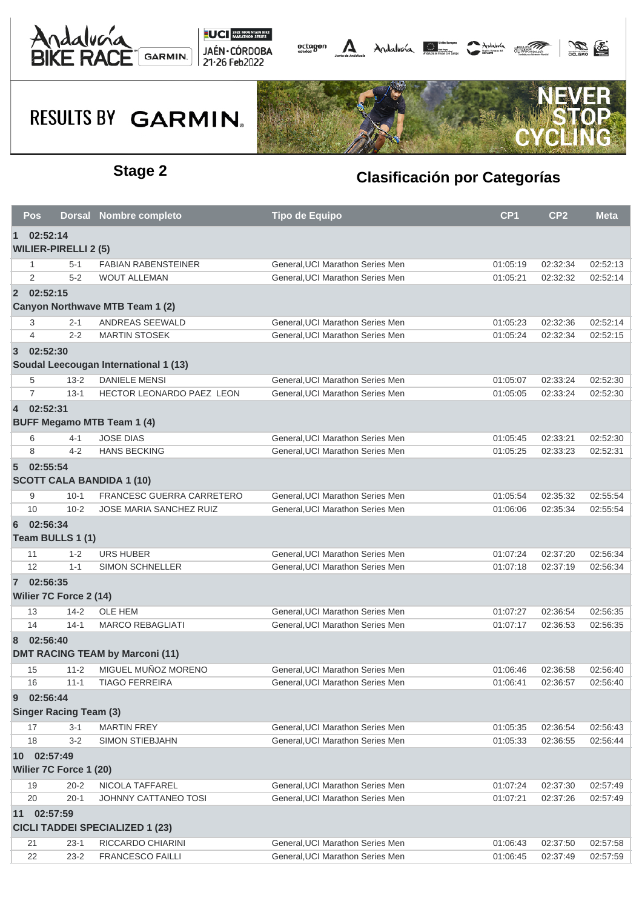RESULTS BY GARMIN

## Stage 2

## Clasificación por Categorías

| Pos | Dorsal | Nombre completo | Tipo de Equipo | CP1 | CP2 | Meta |
|---|---|---|---|---|---|---|
| **1 02:52:14** | | | | | | |
| **WILIER-PIRELLI 2 (5)** | | | | | | |
| 1 | 5-1 | FABIAN RABENSTEINER | General,UCI Marathon Series Men | 01:05:19 | 02:32:34 | 02:52:13 |
| 2 | 5-2 | WOUT ALLEMAN | General,UCI Marathon Series Men | 01:05:21 | 02:32:32 | 02:52:14 |
| **2 02:52:15** | | | | | | |
| **Canyon Northwave MTB Team 1 (2)** | | | | | | |
| 3 | 2-1 | ANDREAS SEEWALD | General,UCI Marathon Series Men | 01:05:23 | 02:32:36 | 02:52:14 |
| 4 | 2-2 | MARTIN STOSEK | General,UCI Marathon Series Men | 01:05:24 | 02:32:34 | 02:52:15 |
| **3 02:52:30** | | | | | | |
| **Soudal Leecougan International 1 (13)** | | | | | | |
| 5 | 13-2 | DANIELE MENSI | General,UCI Marathon Series Men | 01:05:07 | 02:33:24 | 02:52:30 |
| 7 | 13-1 | HECTOR LEONARDO PAEZ LEON | General,UCI Marathon Series Men | 01:05:05 | 02:33:24 | 02:52:30 |
| **4 02:52:31** | | | | | | |
| **BUFF Megamo MTB Team 1 (4)** | | | | | | |
| 6 | 4-1 | JOSE DIAS | General,UCI Marathon Series Men | 01:05:45 | 02:33:21 | 02:52:30 |
| 8 | 4-2 | HANS BECKING | General,UCI Marathon Series Men | 01:05:25 | 02:33:23 | 02:52:31 |
| **5 02:55:54** | | | | | | |
| **SCOTT CALA BANDIDA 1 (10)** | | | | | | |
| 9 | 10-1 | FRANCESC GUERRA CARRETERO | General,UCI Marathon Series Men | 01:05:54 | 02:35:32 | 02:55:54 |
| 10 | 10-2 | JOSE MARIA SANCHEZ RUIZ | General,UCI Marathon Series Men | 01:06:06 | 02:35:34 | 02:55:54 |
| **6 02:56:34** | | | | | | |
| **Team BULLS 1 (1)** | | | | | | |
| 11 | 1-2 | URS HUBER | General,UCI Marathon Series Men | 01:07:24 | 02:37:20 | 02:56:34 |
| 12 | 1-1 | SIMON SCHNELLER | General,UCI Marathon Series Men | 01:07:18 | 02:37:19 | 02:56:34 |
| **7 02:56:35** | | | | | | |
| **Wilier 7C Force 2 (14)** | | | | | | |
| 13 | 14-2 | OLE HEM | General,UCI Marathon Series Men | 01:07:27 | 02:36:54 | 02:56:35 |
| 14 | 14-1 | MARCO REBAGLIATI | General,UCI Marathon Series Men | 01:07:17 | 02:36:53 | 02:56:35 |
| **8 02:56:40** | | | | | | |
| **DMT RACING TEAM by Marconi (11)** | | | | | | |
| 15 | 11-2 | MIGUEL MUÑOZ MORENO | General,UCI Marathon Series Men | 01:06:46 | 02:36:58 | 02:56:40 |
| 16 | 11-1 | TIAGO FERREIRA | General,UCI Marathon Series Men | 01:06:41 | 02:36:57 | 02:56:40 |
| **9 02:56:44** | | | | | | |
| **Singer Racing Team (3)** | | | | | | |
| 17 | 3-1 | MARTIN FREY | General,UCI Marathon Series Men | 01:05:35 | 02:36:54 | 02:56:43 |
| 18 | 3-2 | SIMON STIEBJAHN | General,UCI Marathon Series Men | 01:05:33 | 02:36:55 | 02:56:44 |
| **10 02:57:49** | | | | | | |
| **Wilier 7C Force 1 (20)** | | | | | | |
| 19 | 20-2 | NICOLA TAFFAREL | General,UCI Marathon Series Men | 01:07:24 | 02:37:30 | 02:57:49 |
| 20 | 20-1 | JOHNNY CATTANEO TOSI | General,UCI Marathon Series Men | 01:07:21 | 02:37:26 | 02:57:49 |
| **11 02:57:59** | | | | | | |
| **CICLI TADDEI SPECIALIZED 1 (23)** | | | | | | |
| 21 | 23-1 | RICCARDO CHIARINI | General,UCI Marathon Series Men | 01:06:43 | 02:37:50 | 02:57:58 |
| 22 | 23-2 | FRANCESCO FAILLI | General,UCI Marathon Series Men | 01:06:45 | 02:37:49 | 02:57:59 |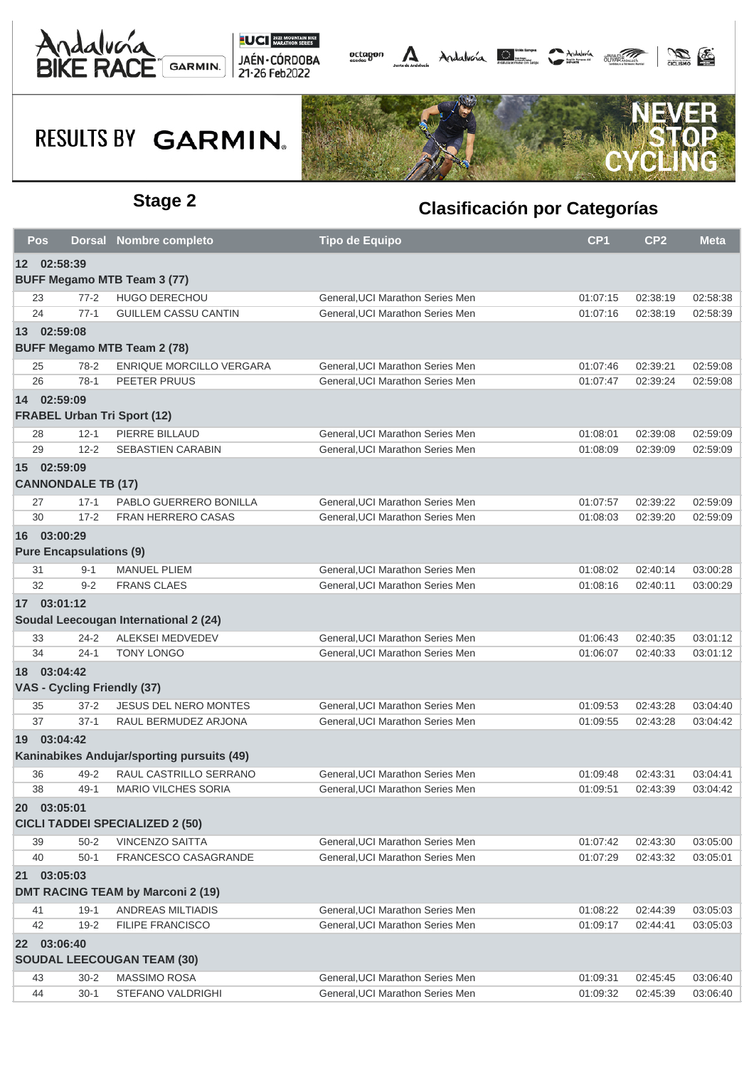RESULTS BY GARMIN

## Stage 2

## Clasificación por Categorías

| Pos | Dorsal | Nombre completo | Tipo de Equipo | CP1 | CP2 | Meta |
|---|---|---|---|---|---|---|
| **12 02:58:39** | | | | | | |
| **BUFF Megamo MTB Team 3 (77)** | | | | | | |
| 23 | 77-2 | HUGO DERECHOU | General,UCI Marathon Series Men | 01:07:15 | 02:38:19 | 02:58:38 |
| 24 | 77-1 | GUILLEM CASSU CANTIN | General,UCI Marathon Series Men | 01:07:16 | 02:38:19 | 02:58:39 |
| **13 02:59:08** | | | | | | |
| **BUFF Megamo MTB Team 2 (78)** | | | | | | |
| 25 | 78-2 | ENRIQUE MORCILLO VERGARA | General,UCI Marathon Series Men | 01:07:46 | 02:39:21 | 02:59:08 |
| 26 | 78-1 | PEETER PRUUS | General,UCI Marathon Series Men | 01:07:47 | 02:39:24 | 02:59:08 |
| **14 02:59:09** | | | | | | |
| **FRABEL Urban Tri Sport (12)** | | | | | | |
| 28 | 12-1 | PIERRE BILLAUD | General,UCI Marathon Series Men | 01:08:01 | 02:39:08 | 02:59:09 |
| 29 | 12-2 | SEBASTIEN CARABIN | General,UCI Marathon Series Men | 01:08:09 | 02:39:09 | 02:59:09 |
| **15 02:59:09** | | | | | | |
| **CANNONDALE TB (17)** | | | | | | |
| 27 | 17-1 | PABLO GUERRERO BONILLA | General,UCI Marathon Series Men | 01:07:57 | 02:39:22 | 02:59:09 |
| 30 | 17-2 | FRAN HERRERO CASAS | General,UCI Marathon Series Men | 01:08:03 | 02:39:20 | 02:59:09 |
| **16 03:00:29** | | | | | | |
| **Pure Encapsulations (9)** | | | | | | |
| 31 | 9-1 | MANUEL PLIEM | General,UCI Marathon Series Men | 01:08:02 | 02:40:14 | 03:00:28 |
| 32 | 9-2 | FRANS CLAES | General,UCI Marathon Series Men | 01:08:16 | 02:40:11 | 03:00:29 |
| **17 03:01:12** | | | | | | |
| **Soudal Leecougan International 2 (24)** | | | | | | |
| 33 | 24-2 | ALEKSEI MEDVEDEV | General,UCI Marathon Series Men | 01:06:43 | 02:40:35 | 03:01:12 |
| 34 | 24-1 | TONY LONGO | General,UCI Marathon Series Men | 01:06:07 | 02:40:33 | 03:01:12 |
| **18 03:04:42** | | | | | | |
| **VAS - Cycling Friendly (37)** | | | | | | |
| 35 | 37-2 | JESUS DEL NERO MONTES | General,UCI Marathon Series Men | 01:09:53 | 02:43:28 | 03:04:40 |
| 37 | 37-1 | RAUL BERMUDEZ ARJONA | General,UCI Marathon Series Men | 01:09:55 | 02:43:28 | 03:04:42 |
| **19 03:04:42** | | | | | | |
| **Kaninabikes Andujar/sporting pursuits (49)** | | | | | | |
| 36 | 49-2 | RAUL CASTRILLO SERRANO | General,UCI Marathon Series Men | 01:09:48 | 02:43:31 | 03:04:41 |
| 38 | 49-1 | MARIO VILCHES SORIA | General,UCI Marathon Series Men | 01:09:51 | 02:43:39 | 03:04:42 |
| **20 03:05:01** | | | | | | |
| **CICLI TADDEI SPECIALIZED 2 (50)** | | | | | | |
| 39 | 50-2 | VINCENZO SAITTA | General,UCI Marathon Series Men | 01:07:42 | 02:43:30 | 03:05:00 |
| 40 | 50-1 | FRANCESCO CASAGRANDE | General,UCI Marathon Series Men | 01:07:29 | 02:43:32 | 03:05:01 |
| **21 03:05:03** | | | | | | |
| **DMT RACING TEAM by Marconi 2 (19)** | | | | | | |
| 41 | 19-1 | ANDREAS MILTIADIS | General,UCI Marathon Series Men | 01:08:22 | 02:44:39 | 03:05:03 |
| 42 | 19-2 | FILIPE FRANCISCO | General,UCI Marathon Series Men | 01:09:17 | 02:44:41 | 03:05:03 |
| **22 03:06:40** | | | | | | |
| **SOUDAL LEECOUGAN TEAM (30)** | | | | | | |
| 43 | 30-2 | MASSIMO ROSA | General,UCI Marathon Series Men | 01:09:31 | 02:45:45 | 03:06:40 |
| 44 | 30-1 | STEFANO VALDRIGHI | General,UCI Marathon Series Men | 01:09:32 | 02:45:39 | 03:06:40 |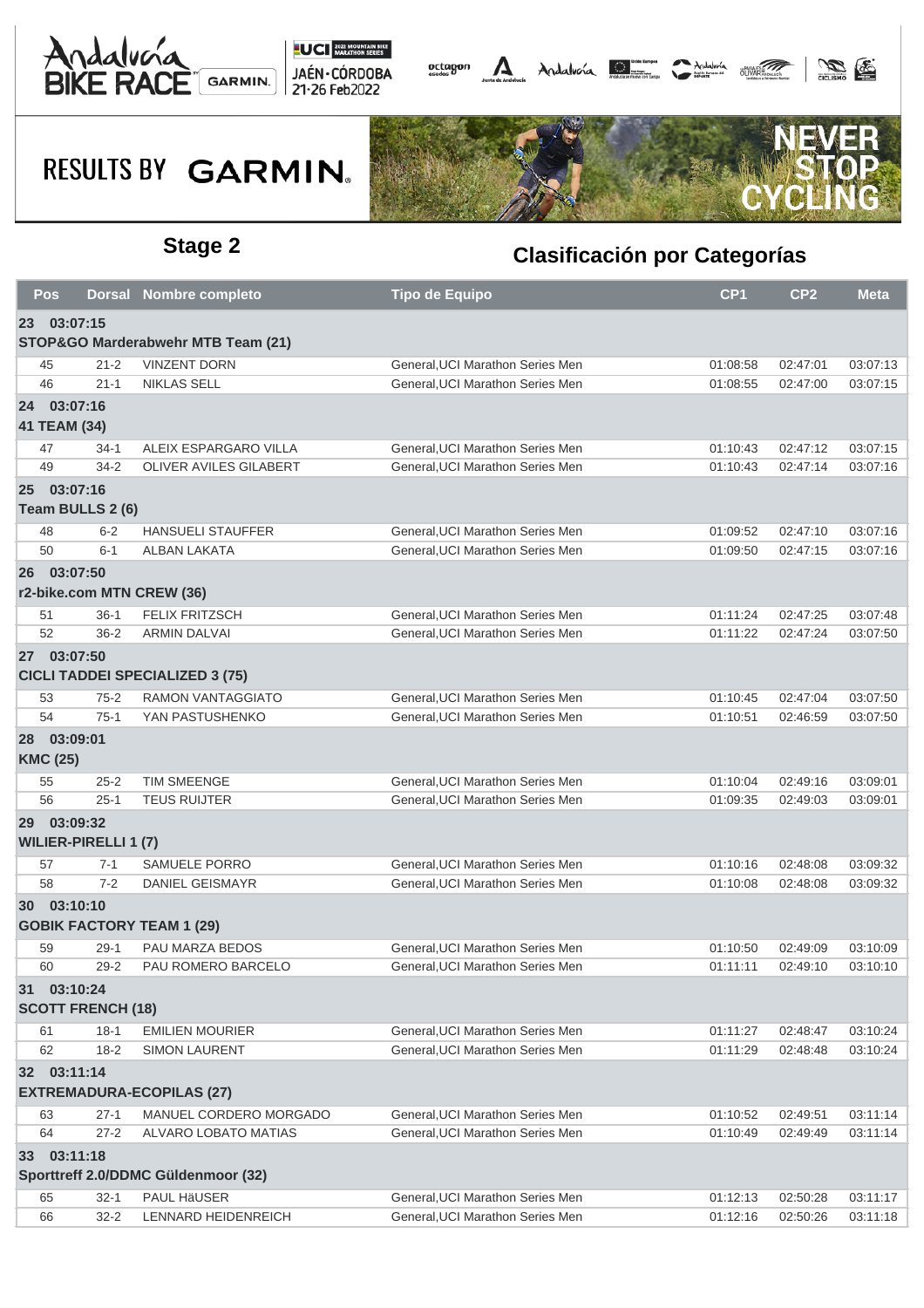## Stage 2

## Clasificación por Categorías

| Pos | Dorsal | Nombre completo | Tipo de Equipo | CP1 | CP2 | Meta |
|---|---|---|---|---|---|---|
| **23 03:07:15** | | | | | | |
| **STOP&GO Marderabwehr MTB Team (21)** | | | | | | |
| 45 | 21-2 | VINZENT DORN | General,UCI Marathon Series Men | 01:08:58 | 02:47:01 | 03:07:13 |
| 46 | 21-1 | NIKLAS SELL | General,UCI Marathon Series Men | 01:08:55 | 02:47:00 | 03:07:15 |
| **24 03:07:16** | | | | | | |
| **41 TEAM (34)** | | | | | | |
| 47 | 34-1 | ALEIX ESPARGARO VILLA | General,UCI Marathon Series Men | 01:10:43 | 02:47:12 | 03:07:15 |
| 49 | 34-2 | OLIVER AVILES GILABERT | General,UCI Marathon Series Men | 01:10:43 | 02:47:14 | 03:07:16 |
| **25 03:07:16** | | | | | | |
| **Team BULLS 2 (6)** | | | | | | |
| 48 | 6-2 | HANSUELI STAUFFER | General,UCI Marathon Series Men | 01:09:52 | 02:47:10 | 03:07:16 |
| 50 | 6-1 | ALBAN LAKATA | General,UCI Marathon Series Men | 01:09:50 | 02:47:15 | 03:07:16 |
| **26 03:07:50** | | | | | | |
| **r2-bike.com MTN CREW (36)** | | | | | | |
| 51 | 36-1 | FELIX FRITZSCH | General,UCI Marathon Series Men | 01:11:24 | 02:47:25 | 03:07:48 |
| 52 | 36-2 | ARMIN DALVAI | General,UCI Marathon Series Men | 01:11:22 | 02:47:24 | 03:07:50 |
| **27 03:07:50** | | | | | | |
| **CICLI TADDEI SPECIALIZED 3 (75)** | | | | | | |
| 53 | 75-2 | RAMON VANTAGGIATO | General,UCI Marathon Series Men | 01:10:45 | 02:47:04 | 03:07:50 |
| 54 | 75-1 | YAN PASTUSHENKO | General,UCI Marathon Series Men | 01:10:51 | 02:46:59 | 03:07:50 |
| **28 03:09:01** | | | | | | |
| **KMC (25)** | | | | | | |
| 55 | 25-2 | TIM SMEENGE | General,UCI Marathon Series Men | 01:10:04 | 02:49:16 | 03:09:01 |
| 56 | 25-1 | TEUS RUIJTER | General,UCI Marathon Series Men | 01:09:35 | 02:49:03 | 03:09:01 |
| **29 03:09:32** | | | | | | |
| **WILIER-PIRELLI 1 (7)** | | | | | | |
| 57 | 7-1 | SAMUELE PORRO | General,UCI Marathon Series Men | 01:10:16 | 02:48:08 | 03:09:32 |
| 58 | 7-2 | DANIEL GEISMAYR | General,UCI Marathon Series Men | 01:10:08 | 02:48:08 | 03:09:32 |
| **30 03:10:10** | | | | | | |
| **GOBIK FACTORY TEAM 1 (29)** | | | | | | |
| 59 | 29-1 | PAU MARZA BEDOS | General,UCI Marathon Series Men | 01:10:50 | 02:49:09 | 03:10:09 |
| 60 | 29-2 | PAU ROMERO BARCELO | General,UCI Marathon Series Men | 01:11:11 | 02:49:10 | 03:10:10 |
| **31 03:10:24** | | | | | | |
| **SCOTT FRENCH (18)** | | | | | | |
| 61 | 18-1 | EMILIEN MOURIER | General,UCI Marathon Series Men | 01:11:27 | 02:48:47 | 03:10:24 |
| 62 | 18-2 | SIMON LAURENT | General,UCI Marathon Series Men | 01:11:29 | 02:48:48 | 03:10:24 |
| **32 03:11:14** | | | | | | |
| **EXTREMADURA-ECOPILAS (27)** | | | | | | |
| 63 | 27-1 | MANUEL CORDERO MORGADO | General,UCI Marathon Series Men | 01:10:52 | 02:49:51 | 03:11:14 |
| 64 | 27-2 | ALVARO LOBATO MATIAS | General,UCI Marathon Series Men | 01:10:49 | 02:49:49 | 03:11:14 |
| **33 03:11:18** | | | | | | |
| **Sporttreff 2.0/DDMC Güldenmoor (32)** | | | | | | |
| 65 | 32-1 | PAUL HäUSER | General,UCI Marathon Series Men | 01:12:13 | 02:50:28 | 03:11:17 |
| 66 | 32-2 | LENNARD HEIDENREICH | General,UCI Marathon Series Men | 01:12:16 | 02:50:26 | 03:11:18 |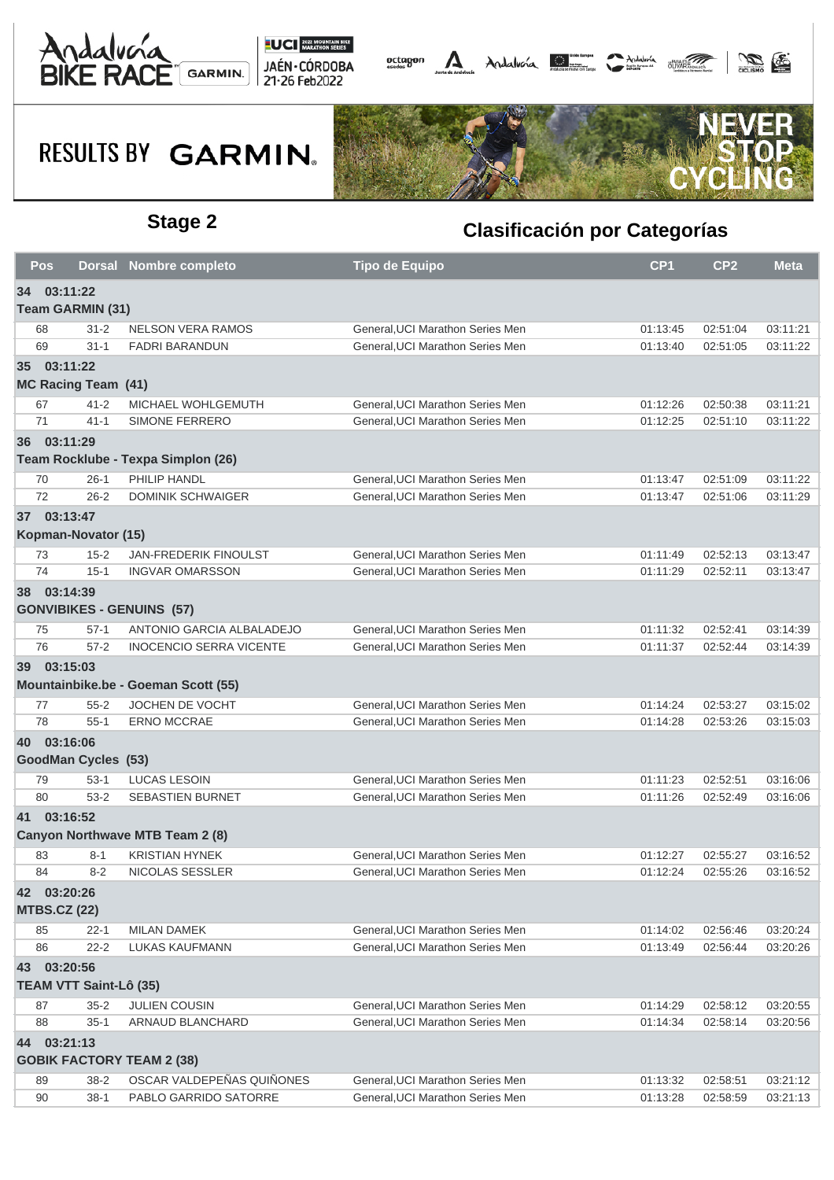## Stage 2

## Clasificación por Categorías

| Pos | Dorsal | Nombre completo | Tipo de Equipo | CP1 | CP2 | Meta |
|---|---|---|---|---|---|---|
| **34 03:11:22** | | | | | | |
| **Team GARMIN (31)** | | | | | | |
| 68 | 31-2 | NELSON VERA RAMOS | General,UCI Marathon Series Men | 01:13:45 | 02:51:04 | 03:11:21 |
| 69 | 31-1 | FADRI BARANDUN | General,UCI Marathon Series Men | 01:13:40 | 02:51:05 | 03:11:22 |
| **35 03:11:22** | | | | | | |
| **MC Racing Team (41)** | | | | | | |
| 67 | 41-2 | MICHAEL WOHLGEMUTH | General,UCI Marathon Series Men | 01:12:26 | 02:50:38 | 03:11:21 |
| 71 | 41-1 | SIMONE FERRERO | General,UCI Marathon Series Men | 01:12:25 | 02:51:10 | 03:11:22 |
| **36 03:11:29** | | | | | | |
| **Team Rocklube - Texpa Simplon (26)** | | | | | | |
| 70 | 26-1 | PHILIP HANDL | General,UCI Marathon Series Men | 01:13:47 | 02:51:09 | 03:11:22 |
| 72 | 26-2 | DOMINIK SCHWAIGER | General,UCI Marathon Series Men | 01:13:47 | 02:51:06 | 03:11:29 |
| **37 03:13:47** | | | | | | |
| **Kopman-Novator (15)** | | | | | | |
| 73 | 15-2 | JAN-FREDERIK FINOULST | General,UCI Marathon Series Men | 01:11:49 | 02:52:13 | 03:13:47 |
| 74 | 15-1 | INGVAR OMARSSON | General,UCI Marathon Series Men | 01:11:29 | 02:52:11 | 03:13:47 |
| **38 03:14:39** | | | | | | |
| **GONVIBIKES - GENUINS (57)** | | | | | | |
| 75 | 57-1 | ANTONIO GARCIA ALBALADEJO | General,UCI Marathon Series Men | 01:11:32 | 02:52:41 | 03:14:39 |
| 76 | 57-2 | INOCENCIO SERRA VICENTE | General,UCI Marathon Series Men | 01:11:37 | 02:52:44 | 03:14:39 |
| **39 03:15:03** | | | | | | |
| **Mountainbike.be - Goeman Scott (55)** | | | | | | |
| 77 | 55-2 | JOCHEN DE VOCHT | General,UCI Marathon Series Men | 01:14:24 | 02:53:27 | 03:15:02 |
| 78 | 55-1 | ERNO MCCRAE | General,UCI Marathon Series Men | 01:14:28 | 02:53:26 | 03:15:03 |
| **40 03:16:06** | | | | | | |
| **GoodMan Cycles (53)** | | | | | | |
| 79 | 53-1 | LUCAS LESOIN | General,UCI Marathon Series Men | 01:11:23 | 02:52:51 | 03:16:06 |
| 80 | 53-2 | SEBASTIEN BURNET | General,UCI Marathon Series Men | 01:11:26 | 02:52:49 | 03:16:06 |
| **41 03:16:52** | | | | | | |
| **Canyon Northwave MTB Team 2 (8)** | | | | | | |
| 83 | 8-1 | KRISTIAN HYNEK | General,UCI Marathon Series Men | 01:12:27 | 02:55:27 | 03:16:52 |
| 84 | 8-2 | NICOLAS SESSLER | General,UCI Marathon Series Men | 01:12:24 | 02:55:26 | 03:16:52 |
| **42 03:20:26** | | | | | | |
| **MTBS.CZ (22)** | | | | | | |
| 85 | 22-1 | MILAN DAMEK | General,UCI Marathon Series Men | 01:14:02 | 02:56:46 | 03:20:24 |
| 86 | 22-2 | LUKAS KAUFMANN | General,UCI Marathon Series Men | 01:13:49 | 02:56:44 | 03:20:26 |
| **43 03:20:56** | | | | | | |
| **TEAM VTT Saint-Lô (35)** | | | | | | |
| 87 | 35-2 | JULIEN COUSIN | General,UCI Marathon Series Men | 01:14:29 | 02:58:12 | 03:20:55 |
| 88 | 35-1 | ARNAUD BLANCHARD | General,UCI Marathon Series Men | 01:14:34 | 02:58:14 | 03:20:56 |
| **44 03:21:13** | | | | | | |
| **GOBIK FACTORY TEAM 2 (38)** | | | | | | |
| 89 | 38-2 | OSCAR VALDEPEÑAS QUIÑONES | General,UCI Marathon Series Men | 01:13:32 | 02:58:51 | 03:21:12 |
| 90 | 38-1 | PABLO GARRIDO SATORRE | General,UCI Marathon Series Men | 01:13:28 | 02:58:59 | 03:21:13 |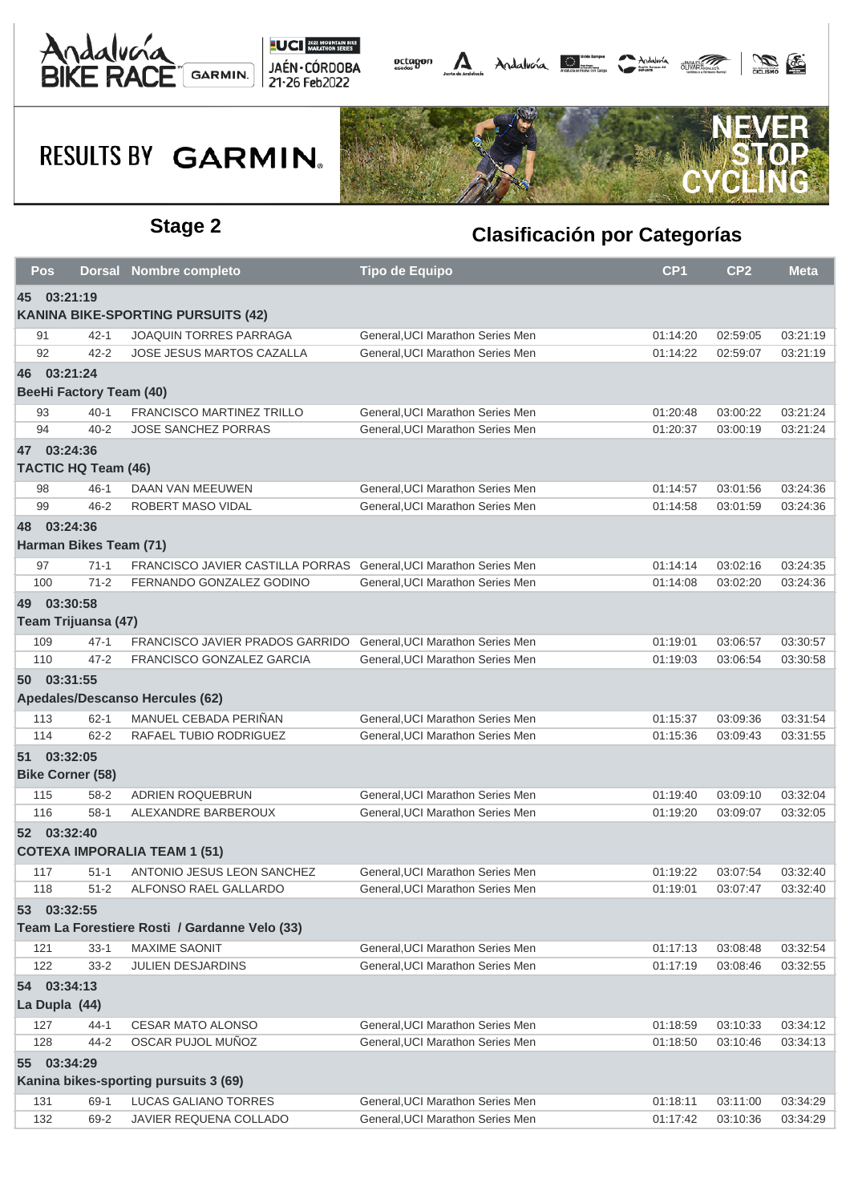## Stage 2

## Clasificación por Categorías

| Pos | Dorsal | Nombre completo | Tipo de Equipo | CP1 | CP2 | Meta |
|---|---|---|---|---|---|---|
| **45 03:21:19** | | | | | | |
| **KANINA BIKE-SPORTING PURSUITS (42)** | | | | | | |
| 91 | 42-1 | JOAQUIN TORRES PARRAGA | General,UCI Marathon Series Men | 01:14:20 | 02:59:05 | 03:21:19 |
| 92 | 42-2 | JOSE JESUS MARTOS CAZALLA | General,UCI Marathon Series Men | 01:14:22 | 02:59:07 | 03:21:19 |
| **46 03:21:24** | | | | | | |
| **BeeHi Factory Team (40)** | | | | | | |
| 93 | 40-1 | FRANCISCO MARTINEZ TRILLO | General,UCI Marathon Series Men | 01:20:48 | 03:00:22 | 03:21:24 |
| 94 | 40-2 | JOSE SANCHEZ PORRAS | General,UCI Marathon Series Men | 01:20:37 | 03:00:19 | 03:21:24 |
| **47 03:24:36** | | | | | | |
| **TACTIC HQ Team (46)** | | | | | | |
| 98 | 46-1 | DAAN VAN MEEUWEN | General,UCI Marathon Series Men | 01:14:57 | 03:01:56 | 03:24:36 |
| 99 | 46-2 | ROBERT MASO VIDAL | General,UCI Marathon Series Men | 01:14:58 | 03:01:59 | 03:24:36 |
| **48 03:24:36** | | | | | | |
| **Harman Bikes Team (71)** | | | | | | |
| 97 | 71-1 | FRANCISCO JAVIER CASTILLA PORRAS | General,UCI Marathon Series Men | 01:14:14 | 03:02:16 | 03:24:35 |
| 100 | 71-2 | FERNANDO GONZALEZ GODINO | General,UCI Marathon Series Men | 01:14:08 | 03:02:20 | 03:24:36 |
| **49 03:30:58** | | | | | | |
| **Team Trijuansa (47)** | | | | | | |
| 109 | 47-1 | FRANCISCO JAVIER PRADOS GARRIDO | General,UCI Marathon Series Men | 01:19:01 | 03:06:57 | 03:30:57 |
| 110 | 47-2 | FRANCISCO GONZALEZ GARCIA | General,UCI Marathon Series Men | 01:19:03 | 03:06:54 | 03:30:58 |
| **50 03:31:55** | | | | | | |
| **Apedales/Descanso Hercules (62)** | | | | | | |
| 113 | 62-1 | MANUEL CEBADA PERIÑAN | General,UCI Marathon Series Men | 01:15:37 | 03:09:36 | 03:31:54 |
| 114 | 62-2 | RAFAEL TUBIO RODRIGUEZ | General,UCI Marathon Series Men | 01:15:36 | 03:09:43 | 03:31:55 |
| **51 03:32:05** | | | | | | |
| **Bike Corner (58)** | | | | | | |
| 115 | 58-2 | ADRIEN ROQUEBRUN | General,UCI Marathon Series Men | 01:19:40 | 03:09:10 | 03:32:04 |
| 116 | 58-1 | ALEXANDRE BARBEROUX | General,UCI Marathon Series Men | 01:19:20 | 03:09:07 | 03:32:05 |
| **52 03:32:40** | | | | | | |
| **COTEXA IMPORALIA TEAM 1 (51)** | | | | | | |
| 117 | 51-1 | ANTONIO JESUS LEON SANCHEZ | General,UCI Marathon Series Men | 01:19:22 | 03:07:54 | 03:32:40 |
| 118 | 51-2 | ALFONSO RAEL GALLARDO | General,UCI Marathon Series Men | 01:19:01 | 03:07:47 | 03:32:40 |
| **53 03:32:55** | | | | | | |
| **Team La Forestiere Rosti / Gardanne Velo (33)** | | | | | | |
| 121 | 33-1 | MAXIME SAONIT | General,UCI Marathon Series Men | 01:17:13 | 03:08:48 | 03:32:54 |
| 122 | 33-2 | JULIEN DESJARDINS | General,UCI Marathon Series Men | 01:17:19 | 03:08:46 | 03:32:55 |
| **54 03:34:13** | | | | | | |
| **La Dupla (44)** | | | | | | |
| 127 | 44-1 | CESAR MATO ALONSO | General,UCI Marathon Series Men | 01:18:59 | 03:10:33 | 03:34:12 |
| 128 | 44-2 | OSCAR PUJOL MUÑOZ | General,UCI Marathon Series Men | 01:18:50 | 03:10:46 | 03:34:13 |
| **55 03:34:29** | | | | | | |
| **Kanina bikes-sporting pursuits 3 (69)** | | | | | | |
| 131 | 69-1 | LUCAS GALIANO TORRES | General,UCI Marathon Series Men | 01:18:11 | 03:11:00 | 03:34:29 |
| 132 | 69-2 | JAVIER REQUENA COLLADO | General,UCI Marathon Series Men | 01:17:42 | 03:10:36 | 03:34:29 |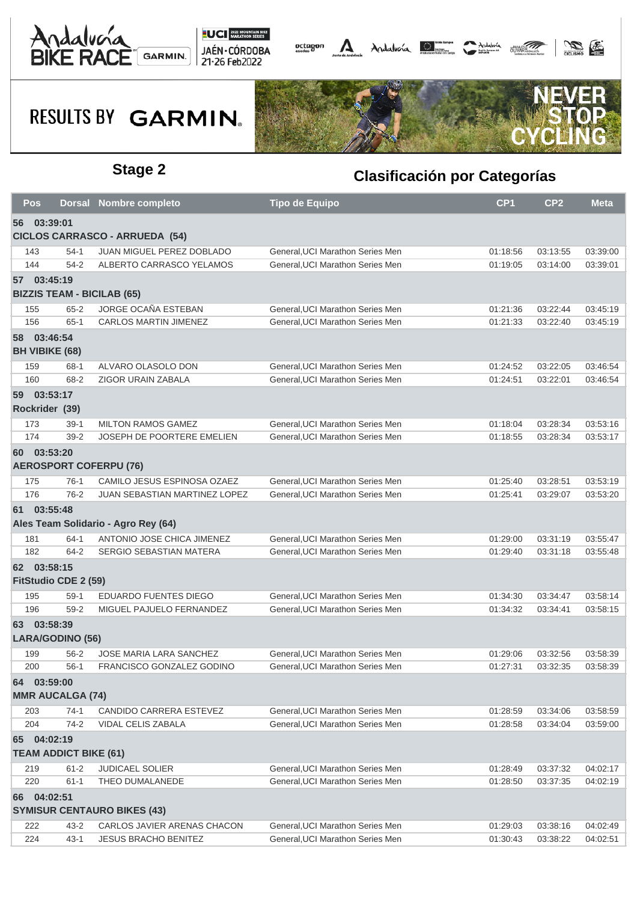## Stage 2

## Clasificación por Categorías

| Pos | Dorsal | Nombre completo | Tipo de Equipo | CP1 | CP2 | Meta |
|---|---|---|---|---|---|---|
| **56 03:39:01** | | | | | | |
| **CICLOS CARRASCO - ARRUEDA (54)** | | | | | | |
| 143 | 54-1 | JUAN MIGUEL PEREZ DOBLADO | General,UCI Marathon Series Men | 01:18:56 | 03:13:55 | 03:39:00 |
| 144 | 54-2 | ALBERTO CARRASCO YELAMOS | General,UCI Marathon Series Men | 01:19:05 | 03:14:00 | 03:39:01 |
| **57 03:45:19** | | | | | | |
| **BIZZIS TEAM - BICILAB (65)** | | | | | | |
| 155 | 65-2 | JORGE OCAÑA ESTEBAN | General,UCI Marathon Series Men | 01:21:36 | 03:22:44 | 03:45:19 |
| 156 | 65-1 | CARLOS MARTIN JIMENEZ | General,UCI Marathon Series Men | 01:21:33 | 03:22:40 | 03:45:19 |
| **58 03:46:54** | | | | | | |
| **BH VIBIKE (68)** | | | | | | |
| 159 | 68-1 | ALVARO OLASOLO DON | General,UCI Marathon Series Men | 01:24:52 | 03:22:05 | 03:46:54 |
| 160 | 68-2 | ZIGOR URAIN ZABALA | General,UCI Marathon Series Men | 01:24:51 | 03:22:01 | 03:46:54 |
| **59 03:53:17** | | | | | | |
| **Rockrider (39)** | | | | | | |
| 173 | 39-1 | MILTON RAMOS GAMEZ | General,UCI Marathon Series Men | 01:18:04 | 03:28:34 | 03:53:16 |
| 174 | 39-2 | JOSEPH DE POORTERE EMELIEN | General,UCI Marathon Series Men | 01:18:55 | 03:28:34 | 03:53:17 |
| **60 03:53:20** | | | | | | |
| **AEROSPORT COFERPU (76)** | | | | | | |
| 175 | 76-1 | CAMILO JESUS ESPINOSA OZAEZ | General,UCI Marathon Series Men | 01:25:40 | 03:28:51 | 03:53:19 |
| 176 | 76-2 | JUAN SEBASTIAN MARTINEZ LOPEZ | General,UCI Marathon Series Men | 01:25:41 | 03:29:07 | 03:53:20 |
| **61 03:55:48** | | | | | | |
| **Ales Team Solidario - Agro Rey (64)** | | | | | | |
| 181 | 64-1 | ANTONIO JOSE CHICA JIMENEZ | General,UCI Marathon Series Men | 01:29:00 | 03:31:19 | 03:55:47 |
| 182 | 64-2 | SERGIO SEBASTIAN MATERA | General,UCI Marathon Series Men | 01:29:40 | 03:31:18 | 03:55:48 |
| **62 03:58:15** | | | | | | |
| **FitStudio CDE 2 (59)** | | | | | | |
| 195 | 59-1 | EDUARDO FUENTES DIEGO | General,UCI Marathon Series Men | 01:34:30 | 03:34:47 | 03:58:14 |
| 196 | 59-2 | MIGUEL PAJUELO FERNANDEZ | General,UCI Marathon Series Men | 01:34:32 | 03:34:41 | 03:58:15 |
| **63 03:58:39** | | | | | | |
| **LARA/GODINO (56)** | | | | | | |
| 199 | 56-2 | JOSE MARIA LARA SANCHEZ | General,UCI Marathon Series Men | 01:29:06 | 03:32:56 | 03:58:39 |
| 200 | 56-1 | FRANCISCO GONZALEZ GODINO | General,UCI Marathon Series Men | 01:27:31 | 03:32:35 | 03:58:39 |
| **64 03:59:00** | | | | | | |
| **MMR AUCALGA (74)** | | | | | | |
| 203 | 74-1 | CANDIDO CARRERA ESTEVEZ | General,UCI Marathon Series Men | 01:28:59 | 03:34:06 | 03:58:59 |
| 204 | 74-2 | VIDAL CELIS ZABALA | General,UCI Marathon Series Men | 01:28:58 | 03:34:04 | 03:59:00 |
| **65 04:02:19** | | | | | | |
| **TEAM ADDICT BIKE (61)** | | | | | | |
| 219 | 61-2 | JUDICAEL SOLIER | General,UCI Marathon Series Men | 01:28:49 | 03:37:32 | 04:02:17 |
| 220 | 61-1 | THEO DUMALANEDE | General,UCI Marathon Series Men | 01:28:50 | 03:37:35 | 04:02:19 |
| **66 04:02:51** | | | | | | |
| **SYMISUR CENTAURO BIKES (43)** | | | | | | |
| 222 | 43-2 | CARLOS JAVIER ARENAS CHACON | General,UCI Marathon Series Men | 01:29:03 | 03:38:16 | 04:02:49 |
| 224 | 43-1 | JESUS BRACHO BENITEZ | General,UCI Marathon Series Men | 01:30:43 | 03:38:22 | 04:02:51 |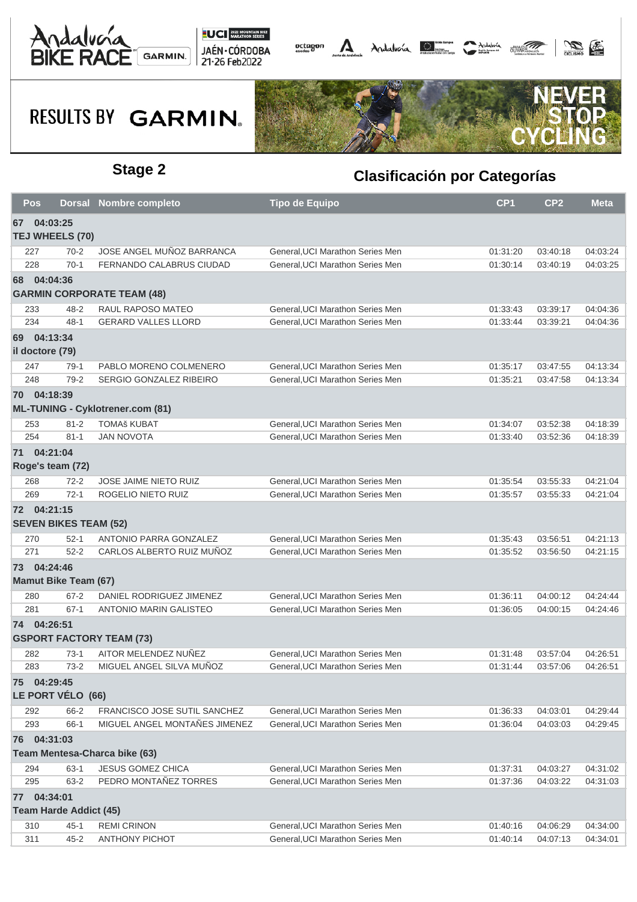## Stage 2

## Clasificación por Categorías

| Pos | Dorsal | Nombre completo | Tipo de Equipo | CP1 | CP2 | Meta |
|---|---|---|---|---|---|---|
| **67 04:03:25** | | | | | | |
| **TEJ WHEELS (70)** | | | | | | |
| 227 | 70-2 | JOSE ANGEL MUÑOZ BARRANCA | General,UCI Marathon Series Men | 01:31:20 | 03:40:18 | 04:03:24 |
| 228 | 70-1 | FERNANDO CALABRUS CIUDAD | General,UCI Marathon Series Men | 01:30:14 | 03:40:19 | 04:03:25 |
| **68 04:04:36** | | | | | | |
| **GARMIN CORPORATE TEAM (48)** | | | | | | |
| 233 | 48-2 | RAUL RAPOSO MATEO | General,UCI Marathon Series Men | 01:33:43 | 03:39:17 | 04:04:36 |
| 234 | 48-1 | GERARD VALLES LLORD | General,UCI Marathon Series Men | 01:33:44 | 03:39:21 | 04:04:36 |
| **69 04:13:34** | | | | | | |
| **il doctore (79)** | | | | | | |
| 247 | 79-1 | PABLO MORENO COLMENERO | General,UCI Marathon Series Men | 01:35:17 | 03:47:55 | 04:13:34 |
| 248 | 79-2 | SERGIO GONZALEZ RIBEIRO | General,UCI Marathon Series Men | 01:35:21 | 03:47:58 | 04:13:34 |
| **70 04:18:39** | | | | | | |
| **ML-TUNING - Cyklotrener.com (81)** | | | | | | |
| 253 | 81-2 | TOMAš KUBAT | General,UCI Marathon Series Men | 01:34:07 | 03:52:38 | 04:18:39 |
| 254 | 81-1 | JAN NOVOTA | General,UCI Marathon Series Men | 01:33:40 | 03:52:36 | 04:18:39 |
| **71 04:21:04** | | | | | | |
| **Roge's team (72)** | | | | | | |
| 268 | 72-2 | JOSE JAIME NIETO RUIZ | General,UCI Marathon Series Men | 01:35:54 | 03:55:33 | 04:21:04 |
| 269 | 72-1 | ROGELIO NIETO RUIZ | General,UCI Marathon Series Men | 01:35:57 | 03:55:33 | 04:21:04 |
| **72 04:21:15** | | | | | | |
| **SEVEN BIKES TEAM (52)** | | | | | | |
| 270 | 52-1 | ANTONIO PARRA GONZALEZ | General,UCI Marathon Series Men | 01:35:43 | 03:56:51 | 04:21:13 |
| 271 | 52-2 | CARLOS ALBERTO RUIZ MUÑOZ | General,UCI Marathon Series Men | 01:35:52 | 03:56:50 | 04:21:15 |
| **73 04:24:46** | | | | | | |
| **Mamut Bike Team (67)** | | | | | | |
| 280 | 67-2 | DANIEL RODRIGUEZ JIMENEZ | General,UCI Marathon Series Men | 01:36:11 | 04:00:12 | 04:24:44 |
| 281 | 67-1 | ANTONIO MARIN GALISTEO | General,UCI Marathon Series Men | 01:36:05 | 04:00:15 | 04:24:46 |
| **74 04:26:51** | | | | | | |
| **GSPORT FACTORY TEAM (73)** | | | | | | |
| 282 | 73-1 | AITOR MELENDEZ NUÑEZ | General,UCI Marathon Series Men | 01:31:48 | 03:57:04 | 04:26:51 |
| 283 | 73-2 | MIGUEL ANGEL SILVA MUÑOZ | General,UCI Marathon Series Men | 01:31:44 | 03:57:06 | 04:26:51 |
| **75 04:29:45** | | | | | | |
| **LE PORT VÉLO (66)** | | | | | | |
| 292 | 66-2 | FRANCISCO JOSE SUTIL SANCHEZ | General,UCI Marathon Series Men | 01:36:33 | 04:03:01 | 04:29:44 |
| 293 | 66-1 | MIGUEL ANGEL MONTAÑES JIMENEZ | General,UCI Marathon Series Men | 01:36:04 | 04:03:03 | 04:29:45 |
| **76 04:31:03** | | | | | | |
| **Team Mentesa-Charca bike (63)** | | | | | | |
| 294 | 63-1 | JESUS GOMEZ CHICA | General,UCI Marathon Series Men | 01:37:31 | 04:03:27 | 04:31:02 |
| 295 | 63-2 | PEDRO MONTAÑEZ TORRES | General,UCI Marathon Series Men | 01:37:36 | 04:03:22 | 04:31:03 |
| **77 04:34:01** | | | | | | |
| **Team Harde Addict (45)** | | | | | | |
| 310 | 45-1 | REMI CRINON | General,UCI Marathon Series Men | 01:40:16 | 04:06:29 | 04:34:00 |
| 311 | 45-2 | ANTHONY PICHOT | General,UCI Marathon Series Men | 01:40:14 | 04:07:13 | 04:34:01 |